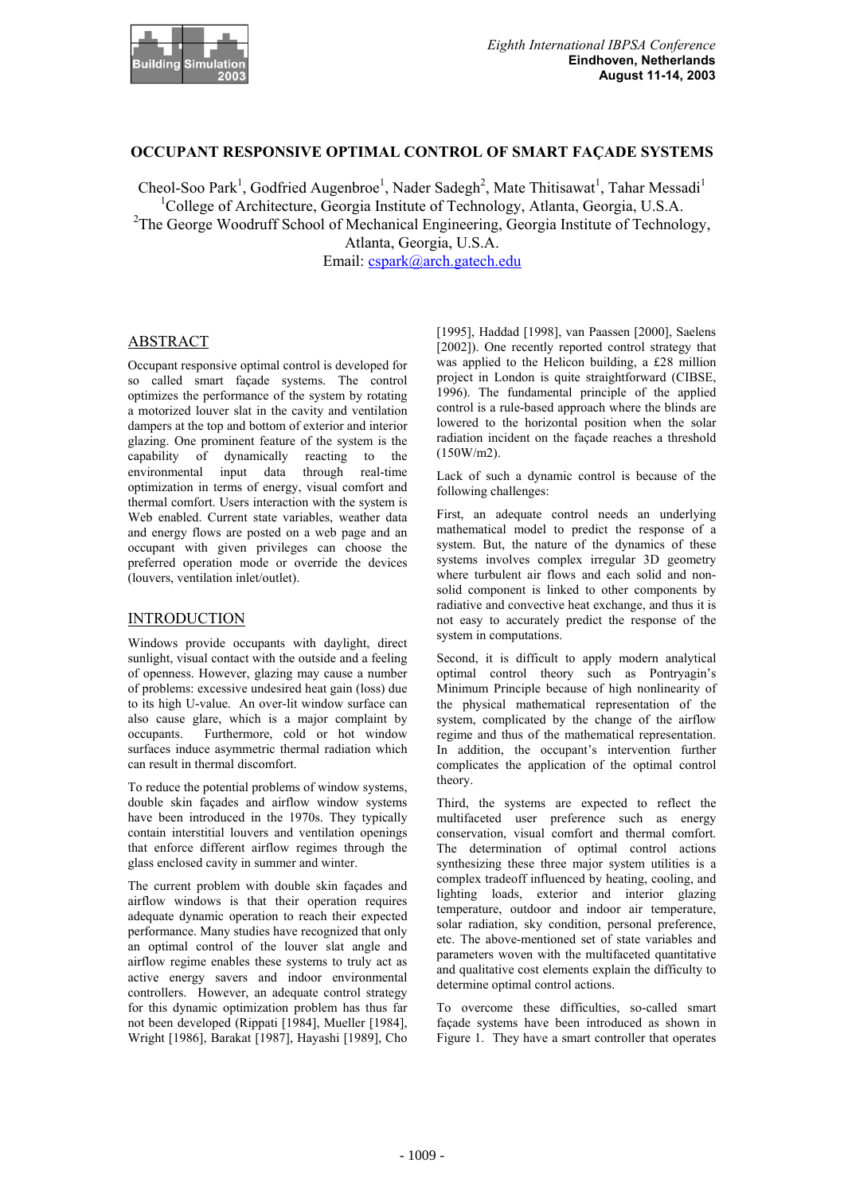# OCCUPANT RESPONSIVE OPTIMAL CONTROL OF SMART FAÇADE SYSTEMS

Cheol-Soo Park[1], Godfried Augenbroe[1], Nader Sadegh[2], Mate Thitisawat[1], Tahar Messadi[1]

[1]College of Architecture, Georgia Institute of Technology, Atlanta, Georgia, U.S.A.

[2]The George Woodruff School of Mechanical Engineering, Georgia Institute of Technology, Atlanta, Georgia, U.S.A.

Email: cspark@arch.gatech.edu

## ABSTRACT

Occupant responsive optimal control is developed for so called smart façade systems. The control optimizes the performance of the system by rotating a motorized louver slat in the cavity and ventilation dampers at the top and bottom of exterior and interior glazing. One prominent feature of the system is the capability of dynamically reacting to the environmental input data through real-time optimization in terms of energy, visual comfort and thermal comfort. Users interaction with the system is Web enabled. Current state variables, weather data and energy flows are posted on a web page and an occupant with given privileges can choose the preferred operation mode or override the devices (louvers, ventilation inlet/outlet).

## INTRODUCTION

Windows provide occupants with daylight, direct sunlight, visual contact with the outside and a feeling of openness. However, glazing may cause a number of problems: excessive undesired heat gain (loss) due to its high U-value. An over-lit window surface can also cause glare, which is a major complaint by occupants. Furthermore, cold or hot window surfaces induce asymmetric thermal radiation which can result in thermal discomfort.

To reduce the potential problems of window systems, double skin façades and airflow window systems have been introduced in the 1970s. They typically contain interstitial louvers and ventilation openings that enforce different airflow regimes through the glass enclosed cavity in summer and winter.

The current problem with double skin façades and airflow windows is that their operation requires adequate dynamic operation to reach their expected performance. Many studies have recognized that only an optimal control of the louver slat angle and airflow regime enables these systems to truly act as active energy savers and indoor environmental controllers. However, an adequate control strategy for this dynamic optimization problem has thus far not been developed (Rippati [1984], Mueller [1984], Wright [1986], Barakat [1987], Hayashi [1989], Cho [1995], Haddad [1998], van Paassen [2000], Saelens [2002]). One recently reported control strategy that was applied to the Helicon building, a £28 million project in London is quite straightforward (CIBSE, 1996). The fundamental principle of the applied control is a rule-based approach where the blinds are lowered to the horizontal position when the solar radiation incident on the façade reaches a threshold (150W/m2).

Lack of such a dynamic control is because of the following challenges:

First, an adequate control needs an underlying mathematical model to predict the response of a system. But, the nature of the dynamics of these systems involves complex irregular 3D geometry where turbulent air flows and each solid and non-solid component is linked to other components by radiative and convective heat exchange, and thus it is not easy to accurately predict the response of the system in computations.

Second, it is difficult to apply modern analytical optimal control theory such as Pontryagin's Minimum Principle because of high nonlinearity of the physical mathematical representation of the system, complicated by the change of the airflow regime and thus of the mathematical representation. In addition, the occupant's intervention further complicates the application of the optimal control theory.

Third, the systems are expected to reflect the multifaceted user preference such as energy conservation, visual comfort and thermal comfort. The determination of optimal control actions synthesizing these three major system utilities is a complex tradeoff influenced by heating, cooling, and lighting loads, exterior and interior glazing temperature, outdoor and indoor air temperature, solar radiation, sky condition, personal preference, etc. The above-mentioned set of state variables and parameters woven with the multifaceted quantitative and qualitative cost elements explain the difficulty to determine optimal control actions.

To overcome these difficulties, so-called smart façade systems have been introduced as shown in Figure 1. They have a smart controller that operates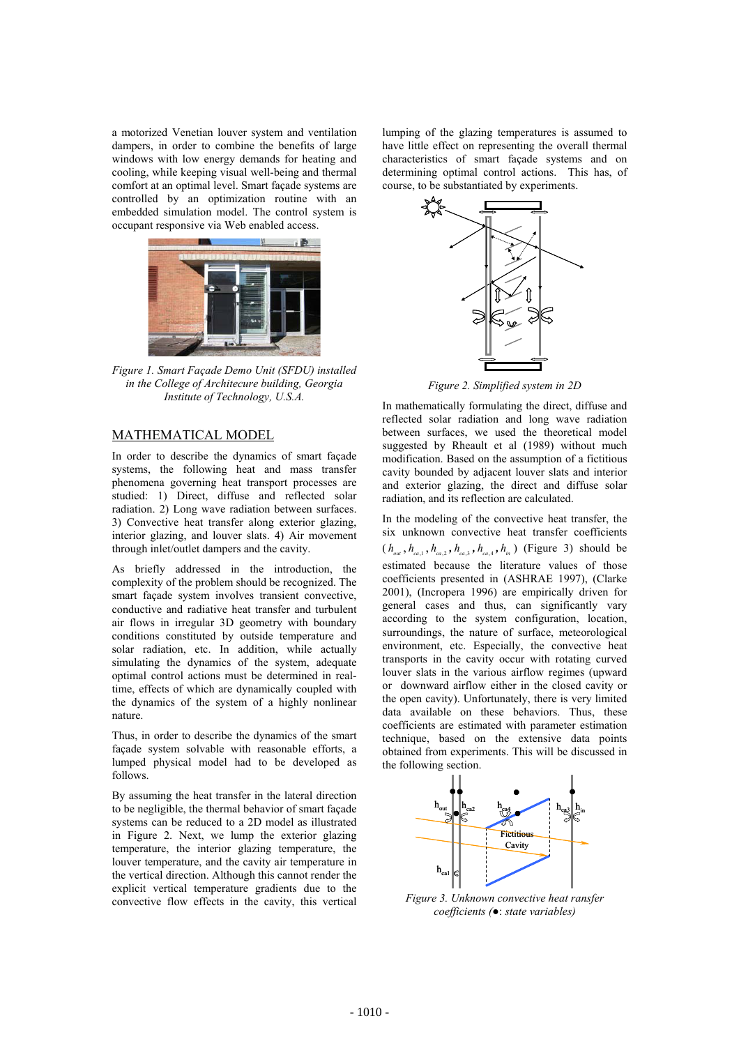a motorized Venetian louver system and ventilation dampers, in order to combine the benefits of large windows with low energy demands for heating and cooling, while keeping visual well-being and thermal comfort at an optimal level. Smart façade systems are controlled by an optimization routine with an embedded simulation model. The control system is occupant responsive via Web enabled access.

*Figure 1. Smart Façade Demo Unit (SFDU) installed in the College of Architecure building, Georgia Institute of Technology, U.S.A.*

## MATHEMATICAL MODEL

In order to describe the dynamics of smart façade systems, the following heat and mass transfer phenomena governing heat transport processes are studied: 1) Direct, diffuse and reflected solar radiation. 2) Long wave radiation between surfaces. 3) Convective heat transfer along exterior glazing, interior glazing, and louver slats. 4) Air movement through inlet/outlet dampers and the cavity.

As briefly addressed in the introduction, the complexity of the problem should be recognized. The smart façade system involves transient convective, conductive and radiative heat transfer and turbulent air flows in irregular 3D geometry with boundary conditions constituted by outside temperature and solar radiation, etc. In addition, while actually simulating the dynamics of the system, adequate optimal control actions must be determined in real-time, effects of which are dynamically coupled with the dynamics of the system of a highly nonlinear nature.

Thus, in order to describe the dynamics of the smart façade system solvable with reasonable efforts, a lumped physical model had to be developed as follows.

By assuming the heat transfer in the lateral direction to be negligible, the thermal behavior of smart façade systems can be reduced to a 2D model as illustrated in Figure 2. Next, we lump the exterior glazing temperature, the interior glazing temperature, the louver temperature, and the cavity air temperature in the vertical direction. Although this cannot render the explicit vertical temperature gradients due to the convective flow effects in the cavity, this vertical lumping of the glazing temperatures is assumed to have little effect on representing the overall thermal characteristics of smart façade systems and on determining optimal control actions. This has, of course, to be substantiated by experiments.

*Figure 2. Simplified system in 2D*

In mathematically formulating the direct, diffuse and reflected solar radiation and long wave radiation between surfaces, we used the theoretical model suggested by Rheault et al (1989) without much modification. Based on the assumption of a fictitious cavity bounded by adjacent louver slats and interior and exterior glazing, the direct and diffuse solar radiation, and its reflection are calculated.

In the modeling of the convective heat transfer, the six unknown convective heat transfer coefficients ($h_{out}, h_{ca,1}, h_{ca,2}, h_{ca,3}, h_{ca,4}, h_{in}$) (Figure 3) should be estimated because the literature values of those coefficients presented in (ASHRAE 1997), (Clarke 2001), (Incropera 1996) are empirically driven for general cases and thus, can significantly vary according to the system configuration, location, surroundings, the nature of surface, meteorological environment, etc. Especially, the convective heat transports in the cavity occur with rotating curved louver slats in the various airflow regimes (upward or downward airflow either in the closed cavity or the open cavity). Unfortunately, there is very limited data available on these behaviors. Thus, these coefficients are estimated with parameter estimation technique, based on the extensive data points obtained from experiments. This will be discussed in the following section.

$h_{out}$ $h_{ca2}$ $h_{ca4}$ $h_{ca3}$ $h_{in}$ $h_{ca1}$ Fictitious Cavity

*Figure 3. Unknown convective heat ransfer coefficients (●: state variables)*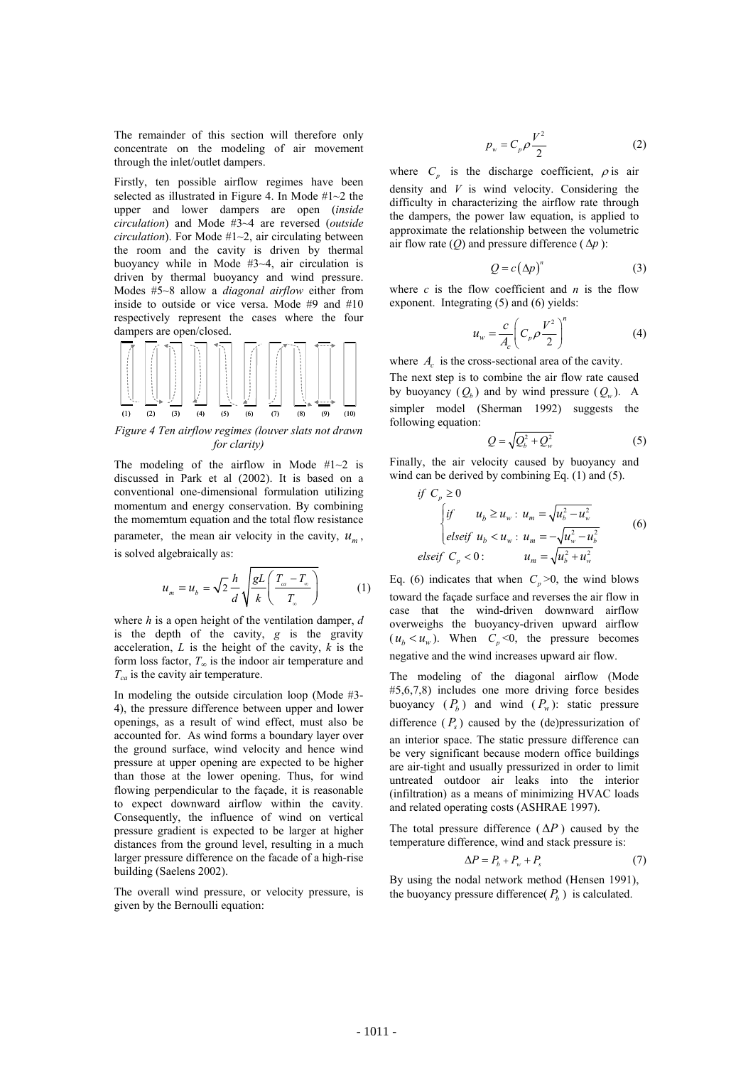The remainder of this section will therefore only concentrate on the modeling of air movement through the inlet/outlet dampers.

Firstly, ten possible airflow regimes have been selected as illustrated in Figure 4. In Mode #1~2 the upper and lower dampers are open (*inside circulation*) and Mode #3~4 are reversed (*outside circulation*). For Mode #1~2, air circulating between the room and the cavity is driven by thermal buoyancy while in Mode #3~4, air circulation is driven by thermal buoyancy and wind pressure. Modes #5~8 allow a *diagonal airflow* either from inside to outside or vice versa. Mode #9 and #10 respectively represent the cases where the four dampers are open/closed.

(1) (2) (3) (4) (5) (6) (7) (8) (9) (10)

*Figure 4 Ten airflow regimes (louver slats not drawn for clarity)*

The modeling of the airflow in Mode #1~2 is discussed in Park et al (2002). It is based on a conventional one-dimensional formulation utilizing momentum and energy conservation. By combining the momemtum equation and the total flow resistance parameter, the mean air velocity in the cavity, $u_m$, is solved algebraically as:

$$u_m = u_b = \sqrt{2}\,\frac{h}{d}\sqrt{\frac{gL}{k}\left(\frac{T_{ca}-T_\infty}{T_\infty}\right)} \tag{1}$$

where $h$ is a open height of the ventilation damper, $d$ is the depth of the cavity, $g$ is the gravity acceleration, $L$ is the height of the cavity, $k$ is the form loss factor, $T_\infty$ is the indoor air temperature and $T_{ca}$ is the cavity air temperature.

In modeling the outside circulation loop (Mode #3-4), the pressure difference between upper and lower openings, as a result of wind effect, must also be accounted for. As wind forms a boundary layer over the ground surface, wind velocity and hence wind pressure at upper opening are expected to be higher than those at the lower opening. Thus, for wind flowing perpendicular to the façade, it is reasonable to expect downward airflow within the cavity. Consequently, the influence of wind on vertical pressure gradient is expected to be larger at higher distances from the ground level, resulting in a much larger pressure difference on the facade of a high-rise building (Saelens 2002).

The overall wind pressure, or velocity pressure, is given by the Bernoulli equation:

$$p_w = C_p \rho \frac{V^2}{2} \tag{2}$$

where $C_p$ is the discharge coefficient, $\rho$ is air density and $V$ is wind velocity. Considering the difficulty in characterizing the airflow rate through the dampers, the power law equation, is applied to approximate the relationship between the volumetric air flow rate ($Q$) and pressure difference ($\Delta p$):

$$Q = c\left(\Delta p\right)^n \tag{3}$$

where $c$ is the flow coefficient and $n$ is the flow exponent. Integrating (5) and (6) yields:

$$u_w = \frac{c}{A_c}\left(C_p \rho \frac{V^2}{2}\right)^n \tag{4}$$

where $A_c$ is the cross-sectional area of the cavity.

The next step is to combine the air flow rate caused by buoyancy ($Q_b$) and by wind pressure ($Q_w$). A simpler model (Sherman 1992) suggests the following equation:

$$Q = \sqrt{Q_b^2 + Q_w^2} \tag{5}$$

Finally, the air velocity caused by buoyancy and wind can be derived by combining Eq. (1) and (5).

$$\begin{aligned}
&if\ C_p \ge 0 \\
&\begin{cases} if \quad u_b \ge u_w:\ u_m = \sqrt{u_b^2 - u_w^2} \\ elseif\ u_b < u_w:\ u_m = -\sqrt{u_w^2 - u_b^2} \end{cases} \\
&elseif\ C_p < 0: \qquad u_m = \sqrt{u_b^2 + u_w^2}
\end{aligned} \tag{6}$$

Eq. (6) indicates that when $C_p$>0, the wind blows toward the façade surface and reverses the air flow in case that the wind-driven downward airflow overweighs the buoyancy-driven upward airflow ($u_b < u_w$). When $C_p$<0, the pressure becomes negative and the wind increases upward air flow.

The modeling of the diagonal airflow (Mode #5,6,7,8) includes one more driving force besides buoyancy ($P_b$) and wind ($P_w$): static pressure difference ($P_s$) caused by the (de)pressurization of an interior space. The static pressure difference can be very significant because modern office buildings are air-tight and usually pressurized in order to limit untreated outdoor air leaks into the interior (infiltration) as a means of minimizing HVAC loads and related operating costs (ASHRAE 1997).

The total pressure difference ($\Delta P$) caused by the temperature difference, wind and stack pressure is:

$$\Delta P = P_b + P_w + P_s \tag{7}$$

By using the nodal network method (Hensen 1991), the buoyancy pressure difference($P_b$) is calculated.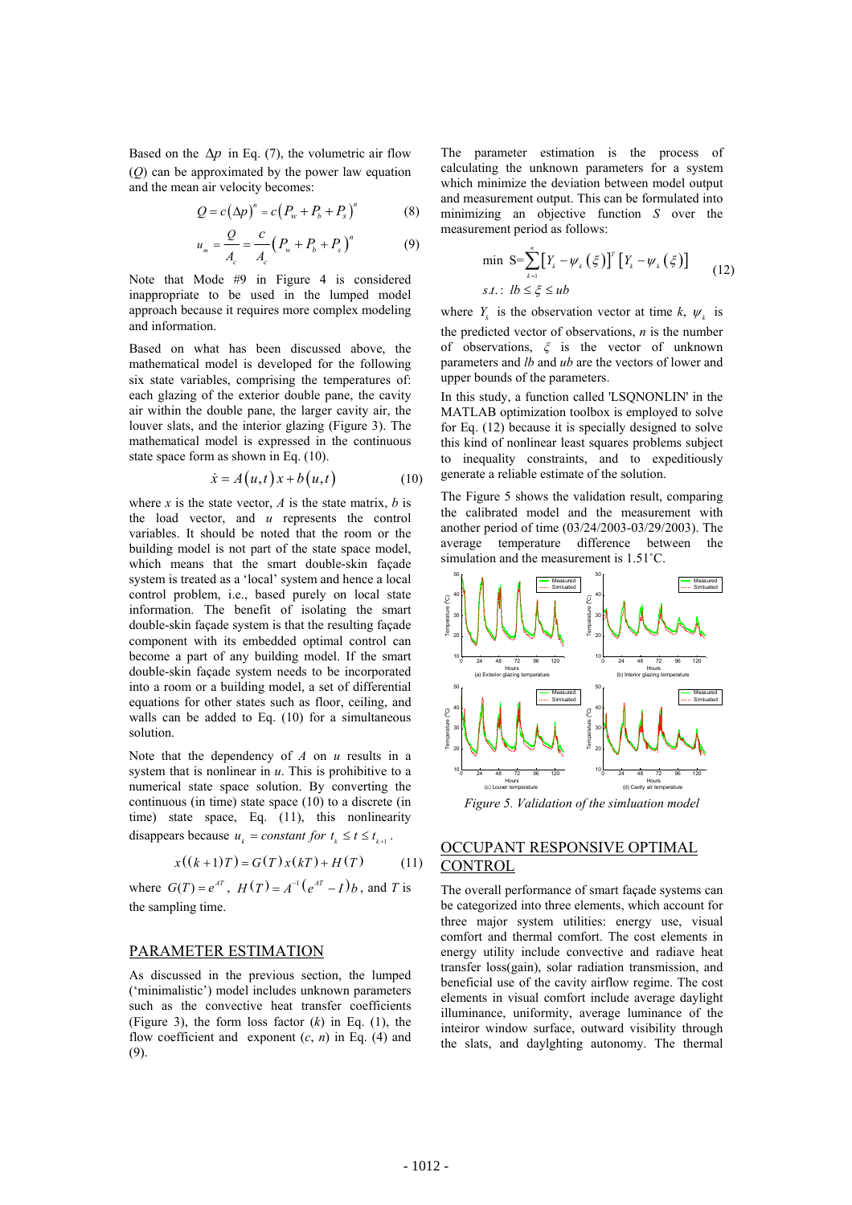Based on the $\Delta p$ in Eq. (7), the volumetric air flow ($Q$) can be approximated by the power law equation and the mean air velocity becomes:

$$Q = c(\Delta p)^n = c(P_w + P_b + P_s)^n \quad (8)$$

$$u_m = \frac{Q}{A_c} = \frac{c}{A_c}(P_w + P_b + P_s)^n \quad (9)$$

Note that Mode #9 in Figure 4 is considered inappropriate to be used in the lumped model approach because it requires more complex modeling and information.

Based on what has been discussed above, the mathematical model is developed for the following six state variables, comprising the temperatures of: each glazing of the exterior double pane, the cavity air within the double pane, the larger cavity air, the louver slats, and the interior glazing (Figure 3). The mathematical model is expressed in the continuous state space form as shown in Eq. (10).

$$\dot{x} = A(u,t)x + b(u,t) \quad (10)$$

where $x$ is the state vector, $A$ is the state matrix, $b$ is the load vector, and $u$ represents the control variables. It should be noted that the room or the building model is not part of the state space model, which means that the smart double-skin façade system is treated as a 'local' system and hence a local control problem, i.e., based purely on local state information. The benefit of isolating the smart double-skin façade system is that the resulting façade component with its embedded optimal control can become a part of any building model. If the smart double-skin façade system needs to be incorporated into a room or a building model, a set of differential equations for other states such as floor, ceiling, and walls can be added to Eq. (10) for a simultaneous solution.

Note that the dependency of $A$ on $u$ results in a system that is nonlinear in $u$. This is prohibitive to a numerical state space solution. By converting the continuous (in time) state space (10) to a discrete (in time) state space, Eq. (11), this nonlinearity disappears because $u_k = constant \ for \ t_k \le t \le t_{k+1}$.

$$x((k+1)T) = G(T)x(kT) + H(T) \quad (11)$$

where $G(T) = e^{AT}$, $H(T) = A^{-1}(e^{AT} - I)b$, and $T$ is the sampling time.

## PARAMETER ESTIMATION

As discussed in the previous section, the lumped ('minimalistic') model includes unknown parameters such as the convective heat transfer coefficients (Figure 3), the form loss factor ($k$) in Eq. (1), the flow coefficient and exponent ($c$, $n$) in Eq. (4) and (9).

The parameter estimation is the process of calculating the unknown parameters for a system which minimize the deviation between model output and measurement output. This can be formulated into minimizing an objective function $S$ over the measurement period as follows:

$$\min \ S = \sum_{k=1}^{n} [Y_k - \psi_k(\xi)]^T [Y_k - \psi_k(\xi)] \quad (12)$$
$$s.t.: \ lb \le \xi \le ub$$

where $Y_k$ is the observation vector at time $k$, $\psi_k$ is the predicted vector of observations, $n$ is the number of observations, $\xi$ is the vector of unknown parameters and $lb$ and $ub$ are the vectors of lower and upper bounds of the parameters.

In this study, a function called 'LSQNONLIN' in the MATLAB optimization toolbox is employed to solve for Eq. (12) because it is specially designed to solve this kind of nonlinear least squares problems subject to inequality constraints, and to expeditiously generate a reliable estimate of the solution.

The Figure 5 shows the validation result, comparing the calibrated model and the measurement with another period of time (03/24/2003-03/29/2003). The average temperature difference between the simulation and the measurement is 1.51˚C.

Temperature (°C)
Hours
Measured
Simulated
(a) Exterior glazing temperature
(b) Interior glazing temperature
(c) Louver temperature
(d) Cavity air temperature
0 24 48 72 96 120
10 20 30 40 50

*Figure 5. Validation of the simluation model*

## OCCUPANT RESPONSIVE OPTIMAL CONTROL

The overall performance of smart façade systems can be categorized into three elements, which account for three major system utilities: energy use, visual comfort and thermal comfort. The cost elements in energy utility include convective and radiave heat transfer loss(gain), solar radiation transmission, and beneficial use of the cavity airflow regime. The cost elements in visual comfort include average daylight illuminance, uniformity, average luminance of the inteior window surface, outward visibility through the slats, and daylghting autonomy. The thermal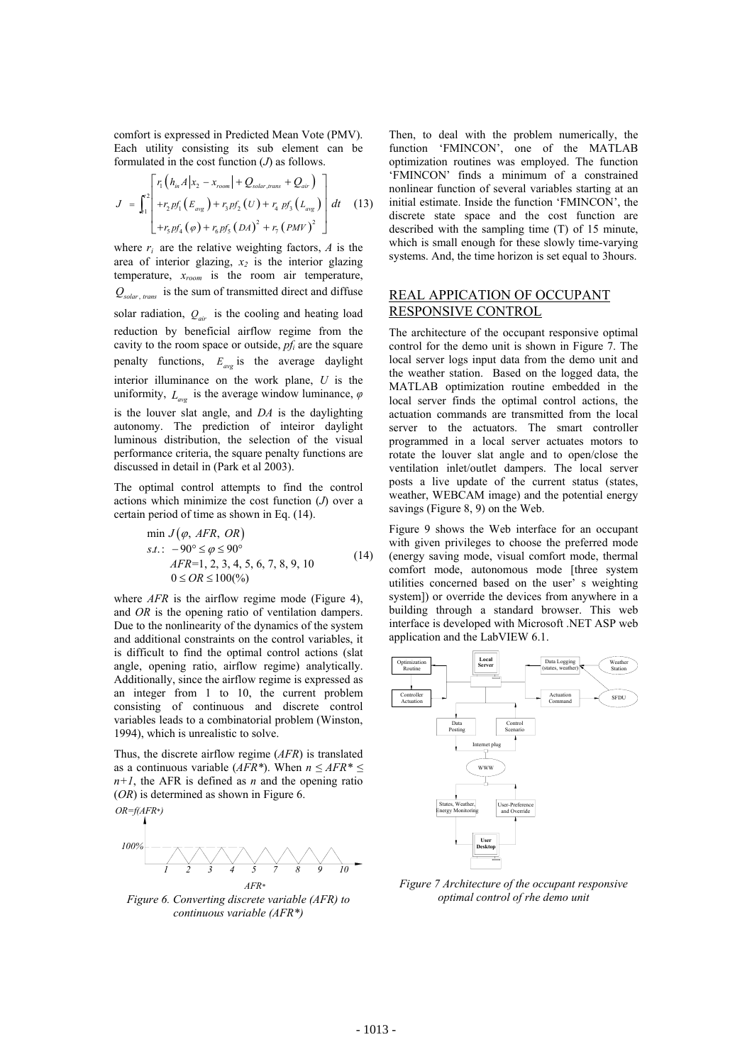comfort is expressed in Predicted Mean Vote (PMV). Each utility consisting its sub element can be formulated in the cost function ($J$) as follows.

$$J = \int_{t1}^{t2} \begin{bmatrix} r_1 \left( h_{in} A \left| x_2 - x_{room} \right| + Q_{solar,trans} + Q_{air} \right) \\ + r_2 pf_1 \left( E_{avg} \right) + r_3 pf_2 \left( U \right) + r_4\ pf_3 \left( L_{avg} \right) \\ + r_5 pf_4 \left( \varphi \right) + r_6 pf_5 \left( DA \right)^2 + r_7 \left( PMV \right)^2 \end{bmatrix} dt \quad (13)$$

where $r_i$ are the relative weighting factors, $A$ is the area of interior glazing, $x_2$ is the interior glazing temperature, $x_{room}$ is the room air temperature, $Q_{solar,trans}$ is the sum of transmitted direct and diffuse solar radiation, $Q_{air}$ is the cooling and heating load reduction by beneficial airflow regime from the cavity to the room space or outside, $pf_i$ are the square penalty functions, $E_{avg}$ is the average daylight interior illuminance on the work plane, $U$ is the uniformity, $L_{avg}$ is the average window luminance, $\varphi$ is the louver slat angle, and $DA$ is the daylighting autonomy. The prediction of inteiror daylight luminous distribution, the selection of the visual performance criteria, the square penalty functions are discussed in detail in (Park et al 2003).

The optimal control attempts to find the control actions which minimize the cost function ($J$) over a certain period of time as shown in Eq. (14).

$$\begin{aligned} &\min J(\varphi,\ AFR,\ OR) \\ &s.t.:\ -90° \le \varphi \le 90° \\ &\quad AFR{=}1, 2, 3, 4, 5, 6, 7, 8, 9, 10 \\ &\quad 0 \le OR \le 100(\%) \end{aligned} \quad (14)$$

where $AFR$ is the airflow regime mode (Figure 4), and $OR$ is the opening ratio of ventilation dampers. Due to the nonlinearity of the dynamics of the system and additional constraints on the control variables, it is difficult to find the optimal control actions (slat angle, opening ratio, airflow regime) analytically. Additionally, since the airflow regime is expressed as an integer from 1 to 10, the current problem consisting of continuous and discrete control variables leads to a combinatorial problem (Winston, 1994), which is unrealistic to solve.

Thus, the discrete airflow regime ($AFR$) is translated as a continuous variable ($AFR^*$). When $n \le AFR^* \le n+1$, the AFR is defined as $n$ and the opening ratio ($OR$) is determined as shown in Figure 6.

OR=f(AFR*)
100%
1 2 3 4 5 7 8 9 10
AFR*

*Figure 6. Converting discrete variable (AFR) to continuous variable (AFR*)*

Then, to deal with the problem numerically, the function 'FMINCON', one of the MATLAB optimization routines was employed. The function 'FMINCON' finds a minimum of a constrained nonlinear function of several variables starting at an initial estimate. Inside the function 'FMINCON', the discrete state space and the cost function are described with the sampling time (T) of 15 minute, which is small enough for these slowly time-varying systems. And, the time horizon is set equal to 3hours.

## REAL APPICATION OF OCCUPANT RESPONSIVE CONTROL

The architecture of the occupant responsive optimal control for the demo unit is shown in Figure 7. The local server logs input data from the demo unit and the weather station. Based on the logged data, the MATLAB optimization routine embedded in the local server finds the optimal control actions, the actuation commands are transmitted from the local server to the actuators. The smart controller programmed in a local server actuates motors to rotate the louver slat angle and to open/close the ventilation inlet/outlet dampers. The local server posts a live update of the current status (states, weather, WEBCAM image) and the potential energy savings (Figure 8, 9) on the Web.

Figure 9 shows the Web interface for an occupant with given privileges to choose the preferred mode (energy saving mode, visual comfort mode, thermal comfort mode, autonomous mode [three system utilities concerned based on the user' s weighting system]) or override the devices from anywhere in a building through a standard browser. This web interface is developed with Microsoft .NET ASP web application and the LabVIEW 6.1.

Optimization Routine
Local Server
Data Logging (states, weather)
Weather Station
Controller Actuation
Actuation Command
SFDU
Data Posting
Control Scenario
Internet plug
WWW
States, Weather, Energy Monitoring
User-Preference and Override
User Desktop

*Figure 7 Architecture of the occupant responsive optimal control of rhe demo unit*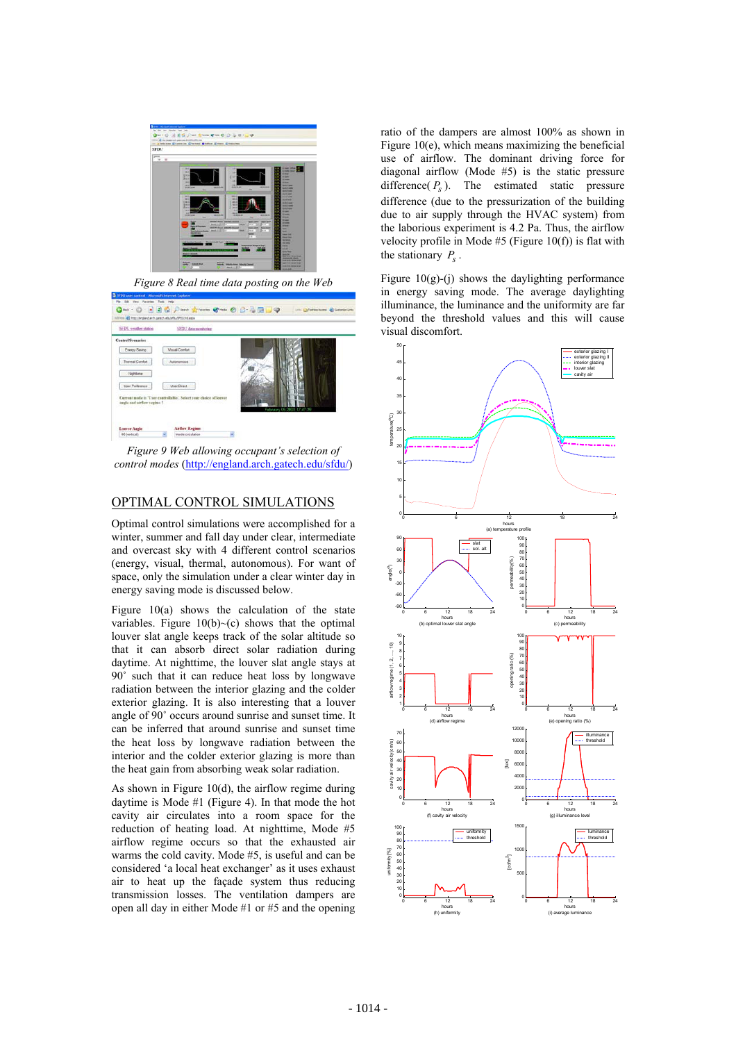Figure 8 Real time data posting on the Web

Figure 9 Web allowing occupant's selection of control modes (http://england.arch.gatech.edu/sfdu/)

## OPTIMAL CONTROL SIMULATIONS

Optimal control simulations were accomplished for a winter, summer and fall day under clear, intermediate and overcast sky with 4 different control scenarios (energy, visual, thermal, autonomous). For want of space, only the simulation under a clear winter day in energy saving mode is discussed below.

Figure 10(a) shows the calculation of the state variables. Figure 10(b)~(c) shows that the optimal louver slat angle keeps track of the solar altitude so that it can absorb direct solar radiation during daytime. At nighttime, the louver slat angle stays at 90˚ such that it can reduce heat loss by longwave radiation between the interior glazing and the colder exterior glazing. It is also interesting that a louver angle of 90˚ occurs around sunrise and sunset time. It can be inferred that around sunrise and sunset time the heat loss by longwave radiation between the interior and the colder exterior glazing is more than the heat gain from absorbing weak solar radiation.

As shown in Figure 10(d), the airflow regime during daytime is Mode #1 (Figure 4). In that mode the hot cavity air circulates into a room space for the reduction of heating load. At nighttime, Mode #5 airflow regime occurs so that the exhausted air warms the cold cavity. Mode #5, is useful and can be considered 'a local heat exchanger' as it uses exhaust air to heat up the façade system thus reducing transmission losses. The ventilation dampers are open all day in either Mode #1 or #5 and the opening ratio of the dampers are almost 100% as shown in Figure 10(e), which means maximizing the beneficial use of airflow. The dominant driving force for diagonal airflow (Mode #5) is the static pressure difference( $P_s$ ). The estimated static pressure difference (due to the pressurization of the building due to air supply through the HVAC system) from the laborious experiment is 4.2 Pa. Thus, the airflow velocity profile in Mode #5 (Figure 10(f)) is flat with the stationary $P_s$ .

Figure 10(g)-(j) shows the daylighting performance in energy saving mode. The average daylighting illuminance, the luminance and the uniformity are far beyond the threshold values and this will cause visual discomfort.

exterior glazing I
exterior glazing II
interior glazing
louver slat
cavity air
temperature(°C)
hours
(a) temperature profile

slat
sol. alt
angle(°)
hours
(b) optimal louver slat angle

permeability(%)
hours
(c) permeability

airflow regime(1, 2, ..., 10)
hours
(d) airflow regime

opening ratio (%)
hours
(e) opening ratio (%)

cavity air velocity(cm/s)
hours
(f) cavity air velocity

illuminance
threshold
[lux]
hours
(g) illuminance level

uniformity
threshold
uniformity [%]
hours
(h) uniformity

luminance
threshold
[cd/m²]
hours
(i) average luminance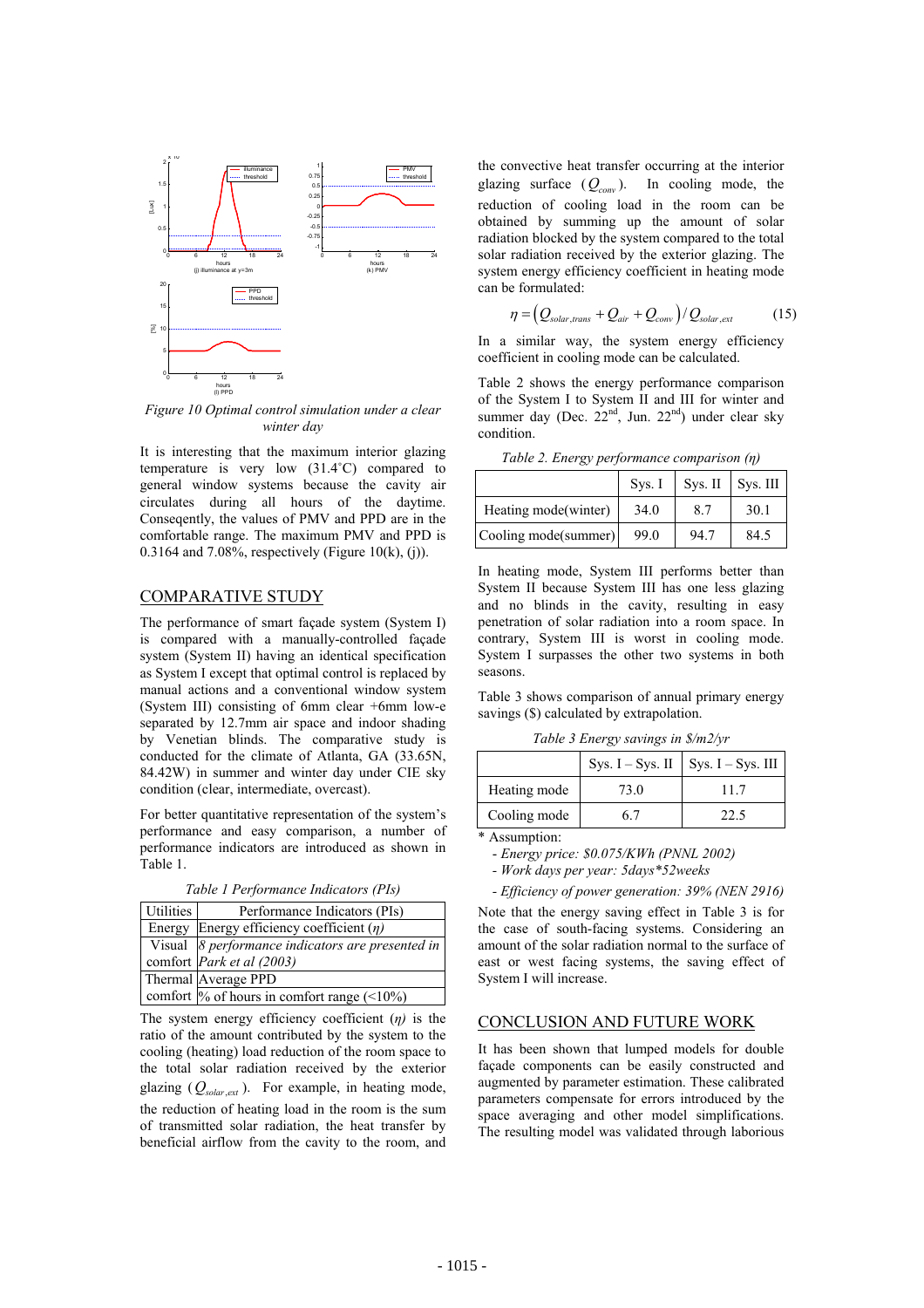x 10⁴

2

1.5

[Lux]

1

0.5

0

0 6 12 18 24

hours

(j) illuminance at y=3m

Illuminance

threshold

1

0.75

0.5

0.25

0

-0.25

-0.5

-0.75

-1

0 6 12 18 24

hours

(k) PMV

PMV

threshold

20

15

[%] 10

5

0

0 6 12 18 24

hours

(l) PPD

PPD

threshold

*Figure 10 Optimal control simulation under a clear winter day*

It is interesting that the maximum interior glazing temperature is very low (31.4˚C) compared to general window systems because the cavity air circulates during all hours of the daytime. Conseqently, the values of PMV and PPD are in the comfortable range. The maximum PMV and PPD is 0.3164 and 7.08%, respectively (Figure 10(k), (j)).

## COMPARATIVE STUDY

The performance of smart façade system (System I) is compared with a manually-controlled façade system (System II) having an identical specification as System I except that optimal control is replaced by manual actions and a conventional window system (System III) consisting of 6mm clear +6mm low-e separated by 12.7mm air space and indoor shading by Venetian blinds. The comparative study is conducted for the climate of Atlanta, GA (33.65N, 84.42W) in summer and winter day under CIE sky condition (clear, intermediate, overcast).

For better quantitative representation of the system's performance and easy comparison, a number of performance indicators are introduced as shown in Table 1.

*Table 1 Performance Indicators (PIs)*

| Utilities | Performance Indicators (PIs) |
|---|---|
| Energy | Energy efficiency coefficient ($\eta$) |
| Visual comfort | *8 performance indicators are presented in Park et al (2003)* |
| Thermal comfort | Average PPD<br>% of hours in comfort range (<10%) |

The system energy efficiency coefficient ($\eta$) is the ratio of the amount contributed by the system to the cooling (heating) load reduction of the room space to the total solar radiation received by the exterior glazing ($Q_{solar,ext}$). For example, in heating mode, the reduction of heating load in the room is the sum of transmitted solar radiation, the heat transfer by beneficial airflow from the cavity to the room, and the convective heat transfer occurring at the interior glazing surface ($Q_{conv}$). In cooling mode, the reduction of cooling load in the room can be obtained by summing up the amount of solar radiation blocked by the system compared to the total solar radiation received by the exterior glazing. The system energy efficiency coefficient in heating mode can be formulated:

$$\eta = \left(Q_{solar,trans} + Q_{air} + Q_{conv}\right) / Q_{solar,ext} \qquad (15)$$

In a similar way, the system energy efficiency coefficient in cooling mode can be calculated.

Table 2 shows the energy performance comparison of the System I to System II and III for winter and summer day (Dec. 22[nd], Jun. 22[nd]) under clear sky condition.

*Table 2. Energy performance comparison (η)*

| | Sys. I | Sys. II | Sys. III |
|---|---|---|---|
| Heating mode(winter) | 34.0 | 8.7 | 30.1 |
| Cooling mode(summer) | 99.0 | 94.7 | 84.5 |

In heating mode, System III performs better than System II because System III has one less glazing and no blinds in the cavity, resulting in easy penetration of solar radiation into a room space. In contrary, System III is worst in cooling mode. System I surpasses the other two systems in both seasons.

Table 3 shows comparison of annual primary energy savings ($) calculated by extrapolation.

*Table 3 Energy savings in $/m2/yr*

| | Sys. I – Sys. II | Sys. I – Sys. III |
|---|---|---|
| Heating mode | 73.0 | 11.7 |
| Cooling mode | 6.7 | 22.5 |

\* Assumption:

- *Energy price: $0.075/KWh (PNNL 2002)*
- *Work days per year: 5days\*52weeks*
- *Efficiency of power generation: 39% (NEN 2916)*

Note that the energy saving effect in Table 3 is for the case of south-facing systems. Considering an amount of the solar radiation normal to the surface of east or west facing systems, the saving effect of System I will increase.

## CONCLUSION AND FUTURE WORK

It has been shown that lumped models for double façade components can be easily constructed and augmented by parameter estimation. These calibrated parameters compensate for errors introduced by the space averaging and other model simplifications. The resulting model was validated through laborious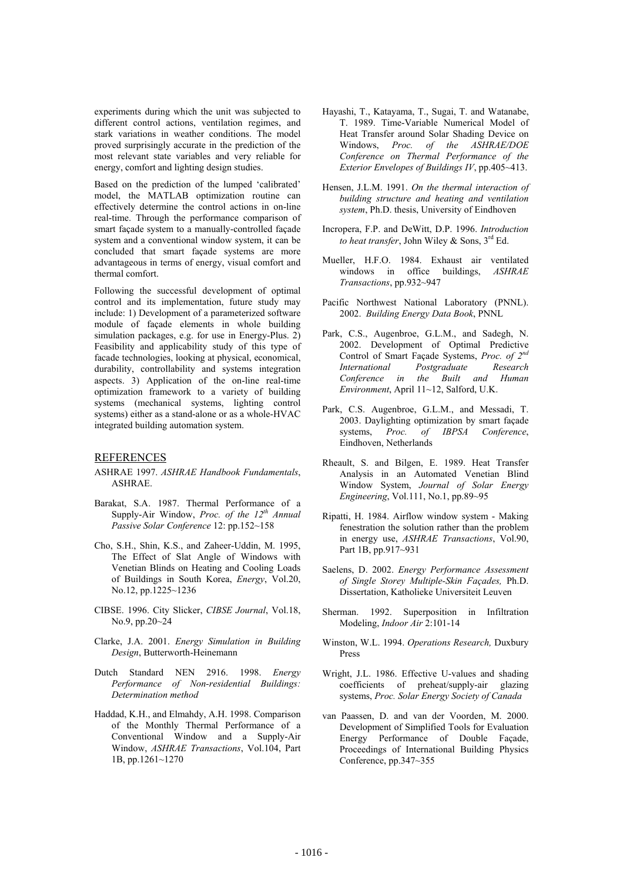experiments during which the unit was subjected to different control actions, ventilation regimes, and stark variations in weather conditions. The model proved surprisingly accurate in the prediction of the most relevant state variables and very reliable for energy, comfort and lighting design studies.

Based on the prediction of the lumped 'calibrated' model, the MATLAB optimization routine can effectively determine the control actions in on-line real-time. Through the performance comparison of smart façade system to a manually-controlled façade system and a conventional window system, it can be concluded that smart façade systems are more advantageous in terms of energy, visual comfort and thermal comfort.

Following the successful development of optimal control and its implementation, future study may include: 1) Development of a parameterized software module of façade elements in whole building simulation packages, e.g. for use in Energy-Plus. 2) Feasibility and applicability study of this type of facade technologies, looking at physical, economical, durability, controllability and systems integration aspects. 3) Application of the on-line real-time optimization framework to a variety of building systems (mechanical systems, lighting control systems) either as a stand-alone or as a whole-HVAC integrated building automation system.

## REFERENCES

ASHRAE 1997. *ASHRAE Handbook Fundamentals*, ASHRAE.

Barakat, S.A. 1987. Thermal Performance of a Supply-Air Window, *Proc. of the 12th Annual Passive Solar Conference* 12: pp.152~158

Cho, S.H., Shin, K.S., and Zaheer-Uddin, M. 1995, The Effect of Slat Angle of Windows with Venetian Blinds on Heating and Cooling Loads of Buildings in South Korea, *Energy*, Vol.20, No.12, pp.1225~1236

CIBSE. 1996. City Slicker, *CIBSE Journal*, Vol.18, No.9, pp.20~24

Clarke, J.A. 2001. *Energy Simulation in Building Design*, Butterworth-Heinemann

Dutch Standard NEN 2916. 1998. *Energy Performance of Non-residential Buildings: Determination method*

Haddad, K.H., and Elmahdy, A.H. 1998. Comparison of the Monthly Thermal Performance of a Conventional Window and a Supply-Air Window, *ASHRAE Transactions*, Vol.104, Part 1B, pp.1261~1270

Hayashi, T., Katayama, T., Sugai, T. and Watanabe, T. 1989. Time-Variable Numerical Model of Heat Transfer around Solar Shading Device on Windows, *Proc. of the ASHRAE/DOE Conference on Thermal Performance of the Exterior Envelopes of Buildings IV*, pp.405~413.

Hensen, J.L.M. 1991. *On the thermal interaction of building structure and heating and ventilation system*, Ph.D. thesis, University of Eindhoven

Incropera, F.P. and DeWitt, D.P. 1996. *Introduction to heat transfer*, John Wiley & Sons, 3rd Ed.

Mueller, H.F.O. 1984. Exhaust air ventilated windows in office buildings, *ASHRAE Transactions*, pp.932~947

Pacific Northwest National Laboratory (PNNL). 2002. *Building Energy Data Book*, PNNL

Park, C.S., Augenbroe, G.L.M., and Sadegh, N. 2002. Development of Optimal Predictive Control of Smart Façade Systems, *Proc. of 2nd International Postgraduate Research Conference in the Built and Human Environment*, April 11~12, Salford, U.K.

Park, C.S. Augenbroe, G.L.M., and Messadi, T. 2003. Daylighting optimization by smart façade systems, *Proc. of IBPSA Conference*, Eindhoven, Netherlands

Rheault, S. and Bilgen, E. 1989. Heat Transfer Analysis in an Automated Venetian Blind Window System, *Journal of Solar Energy Engineering*, Vol.111, No.1, pp.89~95

Ripatti, H. 1984. Airflow window system - Making fenestration the solution rather than the problem in energy use, *ASHRAE Transactions*, Vol.90, Part 1B, pp.917~931

Saelens, D. 2002. *Energy Performance Assessment of Single Storey Multiple-Skin Façades,* Ph.D. Dissertation, Katholieke Universiteit Leuven

Sherman. 1992. Superposition in Infiltration Modeling, *Indoor Air* 2:101-14

Winston, W.L. 1994. *Operations Research,* Duxbury Press

Wright, J.L. 1986. Effective U-values and shading coefficients of preheat/supply-air glazing systems, *Proc. Solar Energy Society of Canada*

van Paassen, D. and van der Voorden, M. 2000. Development of Simplified Tools for Evaluation Energy Performance of Double Façade, Proceedings of International Building Physics Conference, pp.347~355